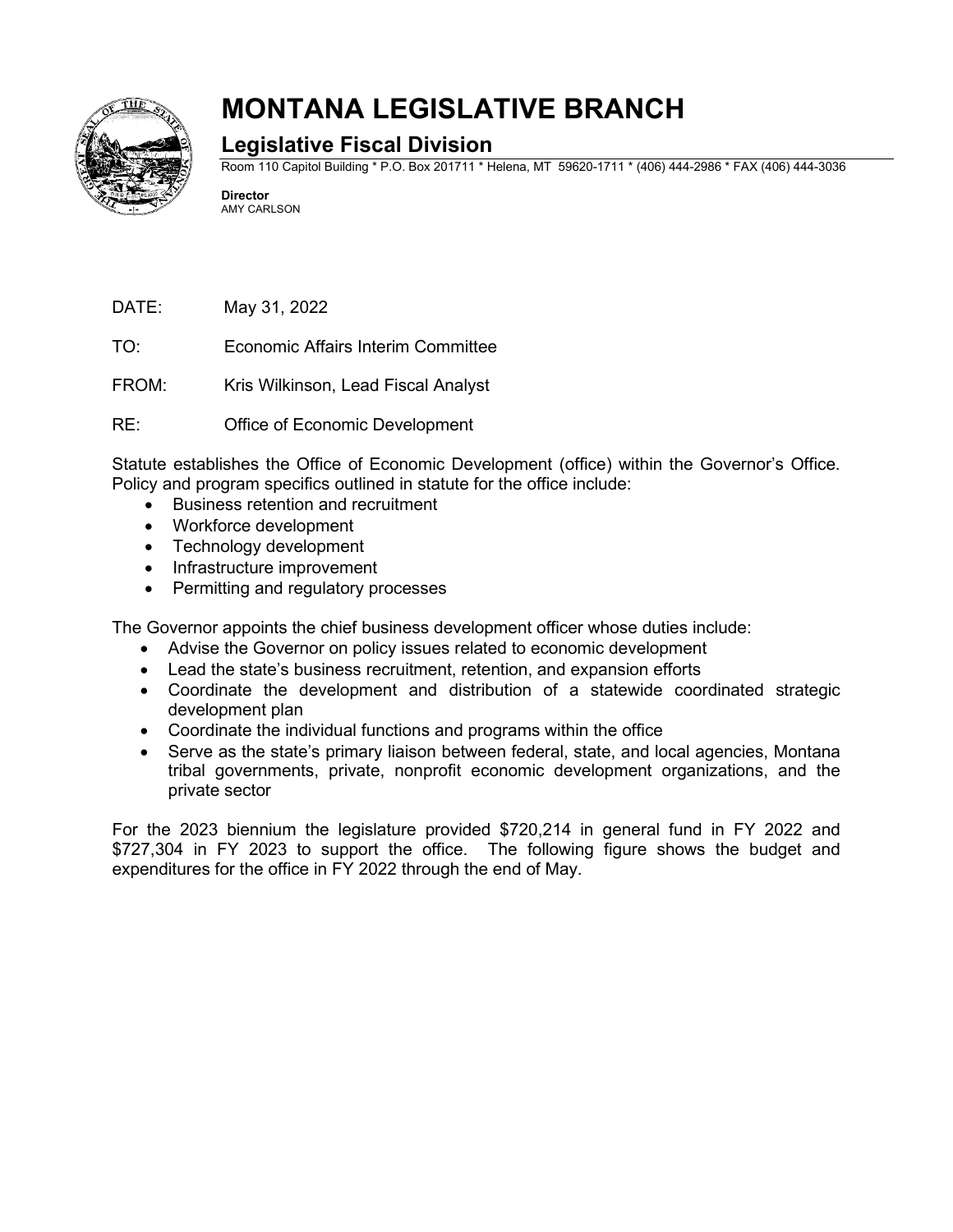# MONTANA LEGISLATIVE BRANCH

## Legislative Fiscal Division

Room 110 Capitol Building * P.O. Box 201711 * Helena, MT 59620-1711 * (406) 444-2986 * FAX (406) 444-3036

**Director**
AMY CARLSON

DATE: May 31, 2022

TO: Economic Affairs Interim Committee

FROM: Kris Wilkinson, Lead Fiscal Analyst

RE: Office of Economic Development

Statute establishes the Office of Economic Development (office) within the Governor's Office. Policy and program specifics outlined in statute for the office include:

- Business retention and recruitment
- Workforce development
- Technology development
- Infrastructure improvement
- Permitting and regulatory processes

The Governor appoints the chief business development officer whose duties include:

- Advise the Governor on policy issues related to economic development
- Lead the state's business recruitment, retention, and expansion efforts
- Coordinate the development and distribution of a statewide coordinated strategic development plan
- Coordinate the individual functions and programs within the office
- Serve as the state's primary liaison between federal, state, and local agencies, Montana tribal governments, private, nonprofit economic development organizations, and the private sector

For the 2023 biennium the legislature provided $720,214 in general fund in FY 2022 and $727,304 in FY 2023 to support the office. The following figure shows the budget and expenditures for the office in FY 2022 through the end of May.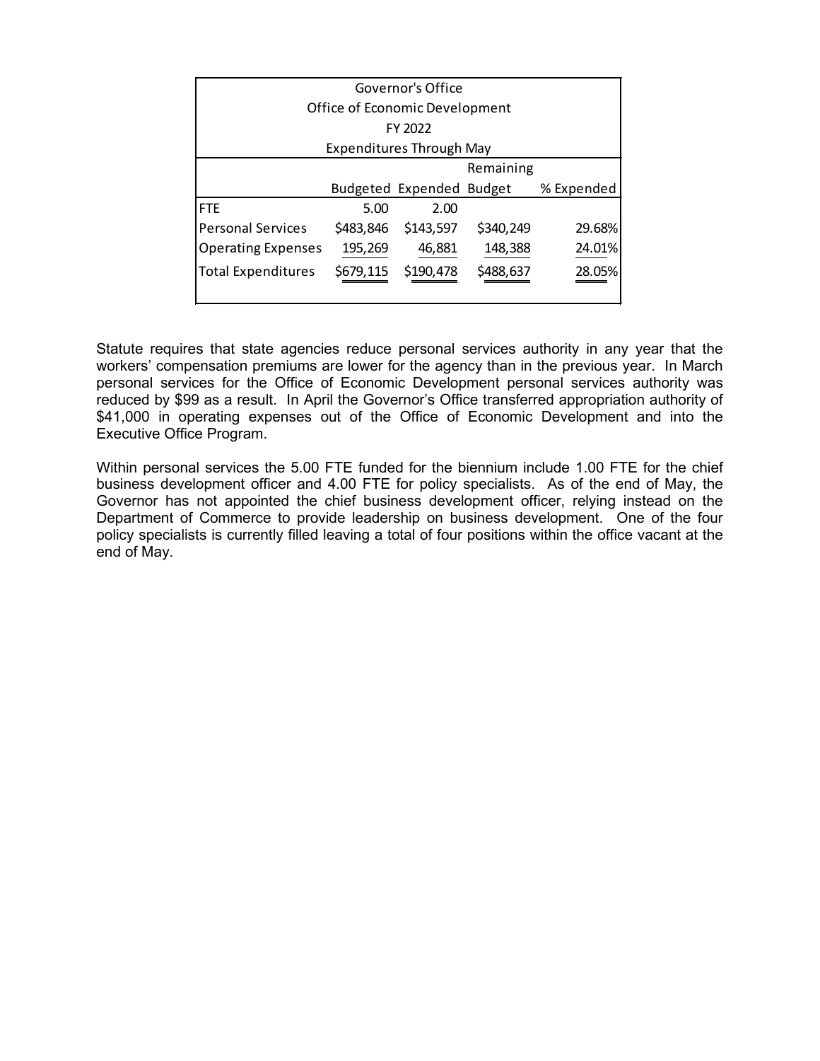| Governor's Office<br>Office of Economic Development<br>FY 2022<br>Expenditures Through May | | | | |
|---|---|---|---|---|
| | Budgeted | Expended | Remaining Budget | % Expended |
| FTE | 5.00 | 2.00 | | |
| Personal Services | $483,846 | $143,597 | $340,249 | 29.68% |
| Operating Expenses | 195,269 | 46,881 | 148,388 | 24.01% |
| Total Expenditures | $679,115 | $190,478 | $488,637 | 28.05% |

Statute requires that state agencies reduce personal services authority in any year that the workers' compensation premiums are lower for the agency than in the previous year. In March personal services for the Office of Economic Development personal services authority was reduced by $99 as a result. In April the Governor's Office transferred appropriation authority of $41,000 in operating expenses out of the Office of Economic Development and into the Executive Office Program.

Within personal services the 5.00 FTE funded for the biennium include 1.00 FTE for the chief business development officer and 4.00 FTE for policy specialists. As of the end of May, the Governor has not appointed the chief business development officer, relying instead on the Department of Commerce to provide leadership on business development. One of the four policy specialists is currently filled leaving a total of four positions within the office vacant at the end of May.